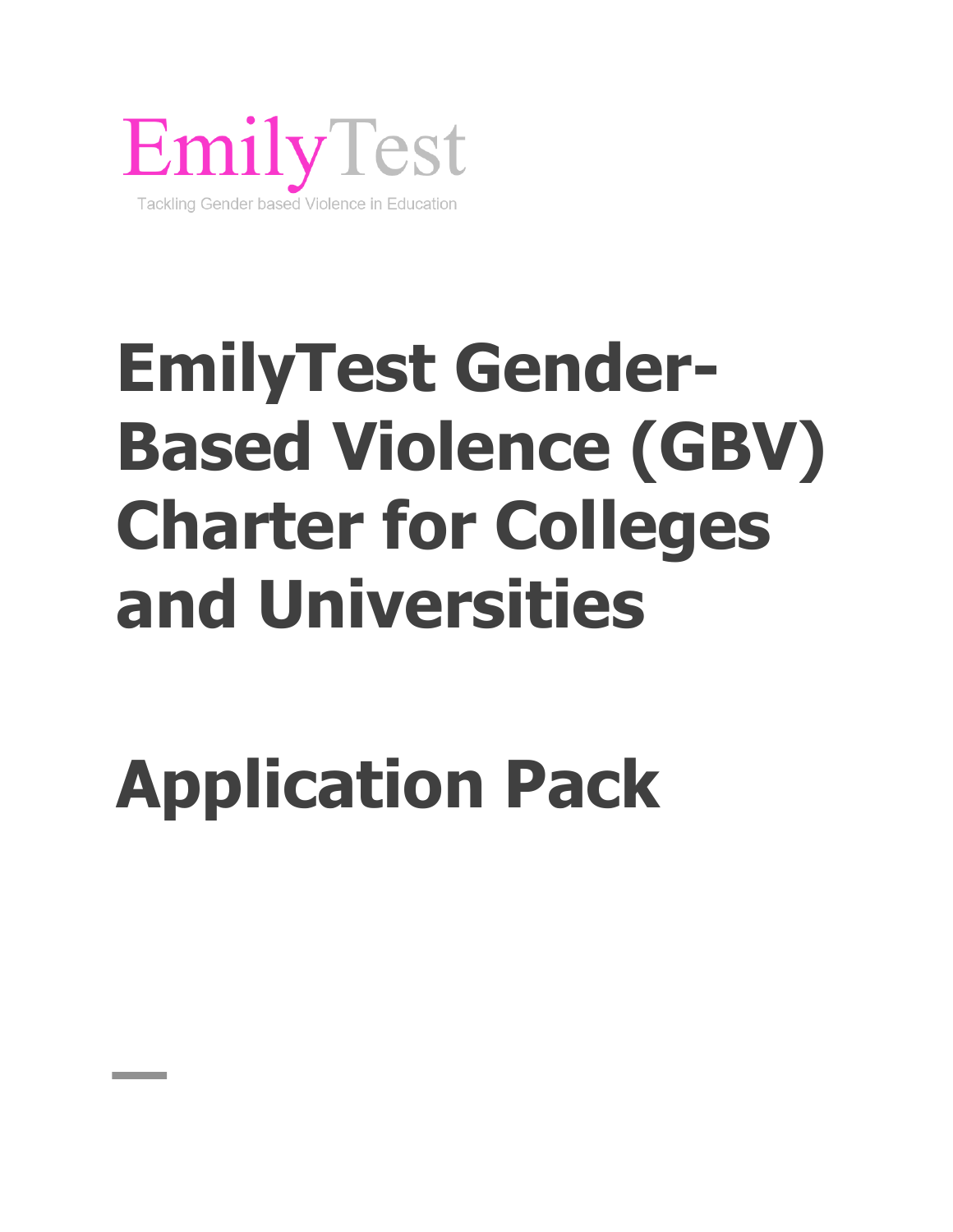EmilyTest

Tackling Gender based Violence in Education

# EmilyTest Gender-Based Violence (GBV) Charter for Colleges and Universities

# Application Pack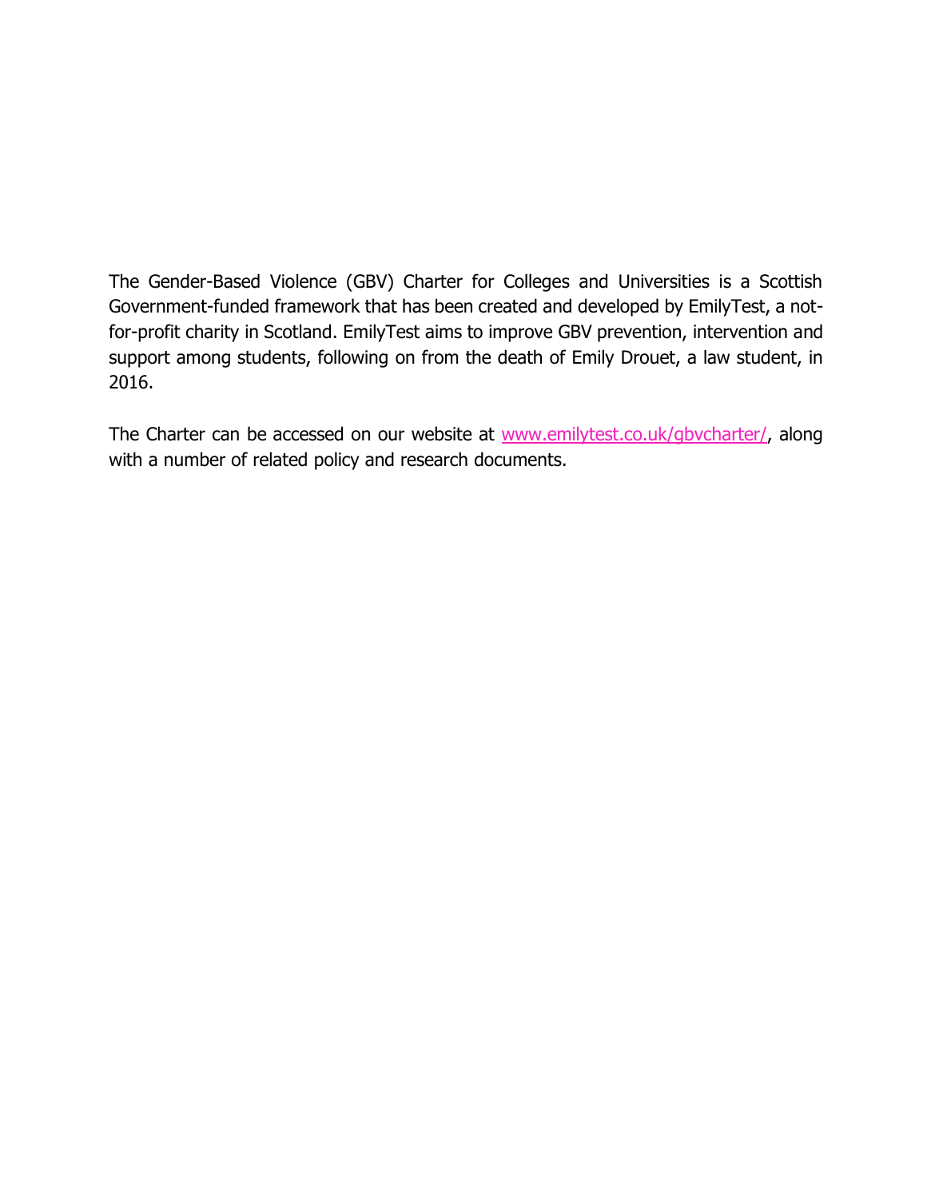The Gender-Based Violence (GBV) Charter for Colleges and Universities is a Scottish Government-funded framework that has been created and developed by EmilyTest, a not-for-profit charity in Scotland. EmilyTest aims to improve GBV prevention, intervention and support among students, following on from the death of Emily Drouet, a law student, in 2016.

The Charter can be accessed on our website at [www.emilytest.co.uk/gbvcharter/](http://www.emilytest.co.uk/gbvcharter/), along with a number of related policy and research documents.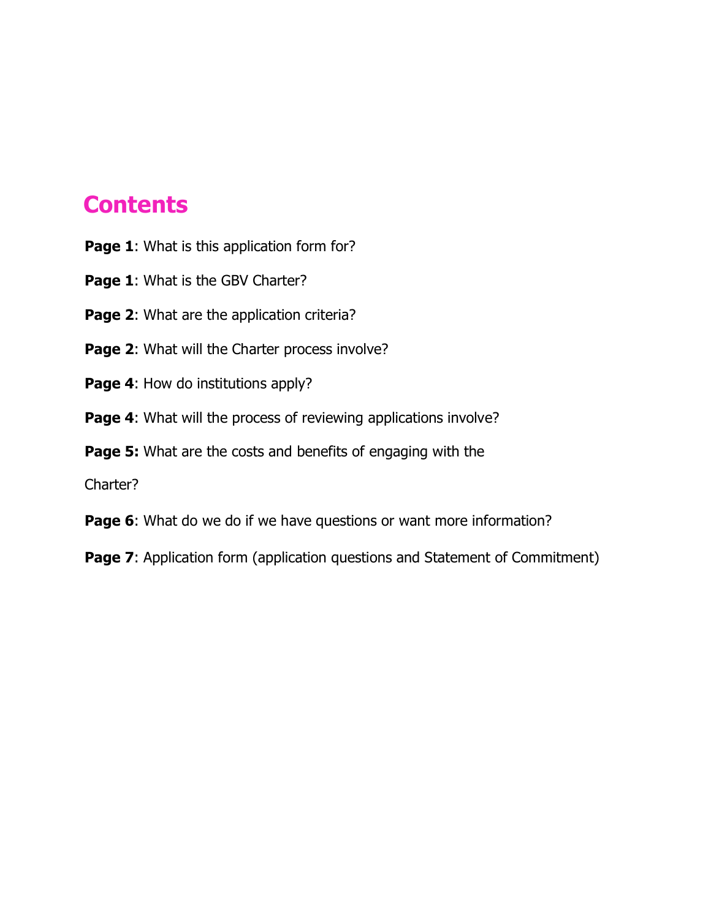# Contents

**Page 1**: What is this application form for?

**Page 1**: What is the GBV Charter?

**Page 2**: What are the application criteria?

**Page 2**: What will the Charter process involve?

**Page 4**: How do institutions apply?

**Page 4**: What will the process of reviewing applications involve?

**Page 5:** What are the costs and benefits of engaging with the Charter?

**Page 6**: What do we do if we have questions or want more information?

**Page 7**: Application form (application questions and Statement of Commitment)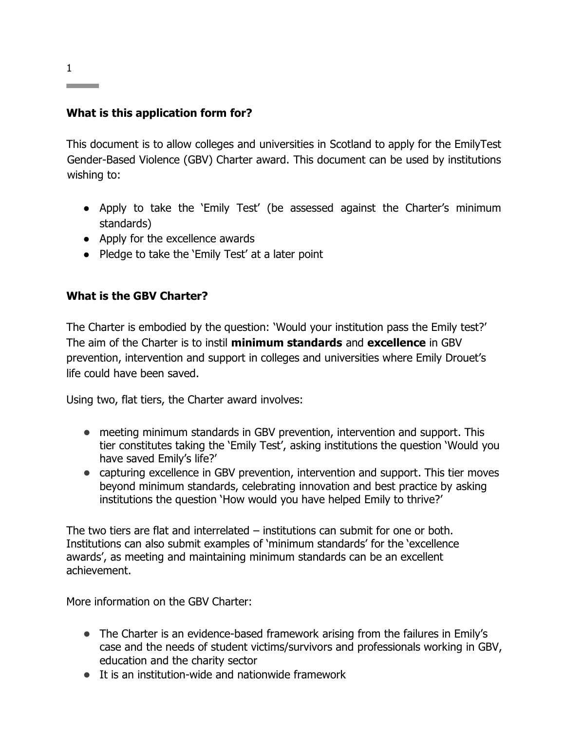**What is this application form for?**

This document is to allow colleges and universities in Scotland to apply for the EmilyTest Gender-Based Violence (GBV) Charter award. This document can be used by institutions wishing to:

- Apply to take the 'Emily Test' (be assessed against the Charter's minimum standards)
- Apply for the excellence awards
- Pledge to take the 'Emily Test' at a later point

**What is the GBV Charter?**

The Charter is embodied by the question: 'Would your institution pass the Emily test?' The aim of the Charter is to instil **minimum standards** and **excellence** in GBV prevention, intervention and support in colleges and universities where Emily Drouet's life could have been saved.

Using two, flat tiers, the Charter award involves:

- meeting minimum standards in GBV prevention, intervention and support. This tier constitutes taking the 'Emily Test', asking institutions the question 'Would you have saved Emily's life?'
- capturing excellence in GBV prevention, intervention and support. This tier moves beyond minimum standards, celebrating innovation and best practice by asking institutions the question 'How would you have helped Emily to thrive?'

The two tiers are flat and interrelated – institutions can submit for one or both. Institutions can also submit examples of 'minimum standards' for the 'excellence awards', as meeting and maintaining minimum standards can be an excellent achievement.

More information on the GBV Charter:

- The Charter is an evidence-based framework arising from the failures in Emily's case and the needs of student victims/survivors and professionals working in GBV, education and the charity sector
- It is an institution-wide and nationwide framework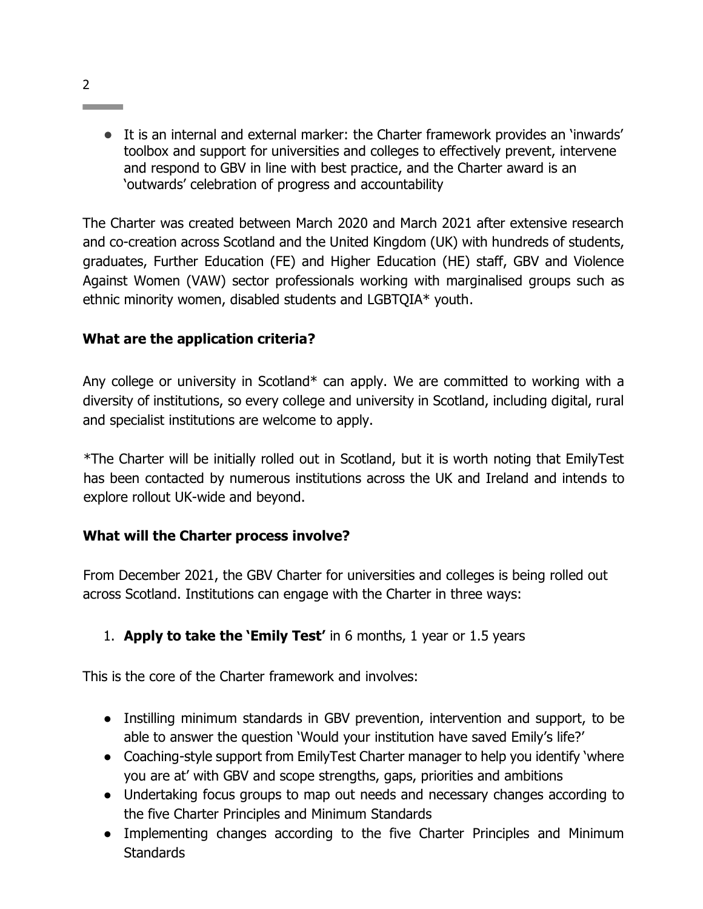- It is an internal and external marker: the Charter framework provides an 'inwards' toolbox and support for universities and colleges to effectively prevent, intervene and respond to GBV in line with best practice, and the Charter award is an 'outwards' celebration of progress and accountability

The Charter was created between March 2020 and March 2021 after extensive research and co-creation across Scotland and the United Kingdom (UK) with hundreds of students, graduates, Further Education (FE) and Higher Education (HE) staff, GBV and Violence Against Women (VAW) sector professionals working with marginalised groups such as ethnic minority women, disabled students and LGBTQIA* youth.

### What are the application criteria?

Any college or university in Scotland* can apply. We are committed to working with a diversity of institutions, so every college and university in Scotland, including digital, rural and specialist institutions are welcome to apply.

*The Charter will be initially rolled out in Scotland, but it is worth noting that EmilyTest has been contacted by numerous institutions across the UK and Ireland and intends to explore rollout UK-wide and beyond.

### What will the Charter process involve?

From December 2021, the GBV Charter for universities and colleges is being rolled out across Scotland. Institutions can engage with the Charter in three ways:

1. **Apply to take the 'Emily Test'** in 6 months, 1 year or 1.5 years

This is the core of the Charter framework and involves:

- Instilling minimum standards in GBV prevention, intervention and support, to be able to answer the question 'Would your institution have saved Emily's life?'
- Coaching-style support from EmilyTest Charter manager to help you identify 'where you are at' with GBV and scope strengths, gaps, priorities and ambitions
- Undertaking focus groups to map out needs and necessary changes according to the five Charter Principles and Minimum Standards
- Implementing changes according to the five Charter Principles and Minimum Standards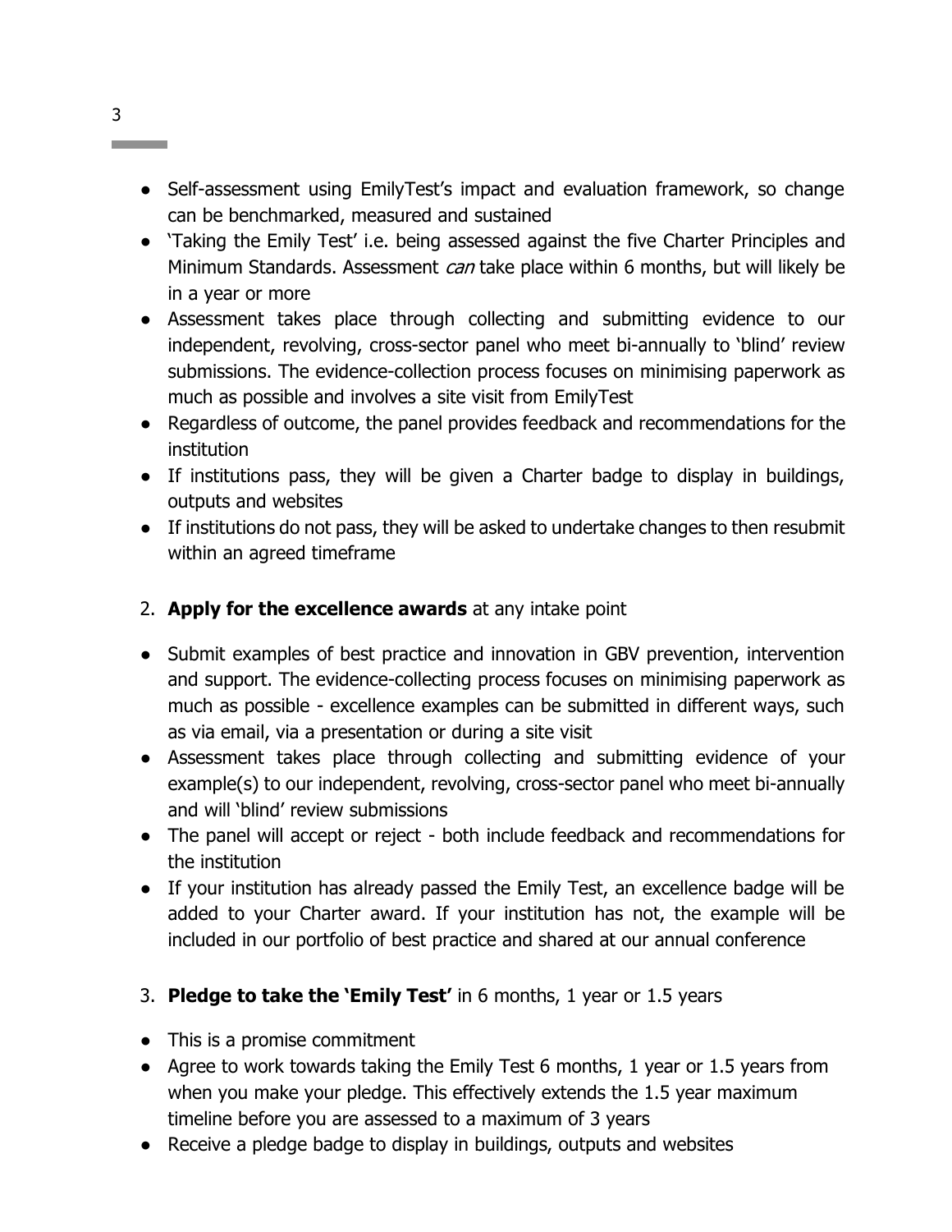- Self-assessment using EmilyTest's impact and evaluation framework, so change can be benchmarked, measured and sustained
- 'Taking the Emily Test' i.e. being assessed against the five Charter Principles and Minimum Standards. Assessment *can* take place within 6 months, but will likely be in a year or more
- Assessment takes place through collecting and submitting evidence to our independent, revolving, cross-sector panel who meet bi-annually to 'blind' review submissions. The evidence-collection process focuses on minimising paperwork as much as possible and involves a site visit from EmilyTest
- Regardless of outcome, the panel provides feedback and recommendations for the institution
- If institutions pass, they will be given a Charter badge to display in buildings, outputs and websites
- If institutions do not pass, they will be asked to undertake changes to then resubmit within an agreed timeframe

2. **Apply for the excellence awards** at any intake point

- Submit examples of best practice and innovation in GBV prevention, intervention and support. The evidence-collecting process focuses on minimising paperwork as much as possible - excellence examples can be submitted in different ways, such as via email, via a presentation or during a site visit
- Assessment takes place through collecting and submitting evidence of your example(s) to our independent, revolving, cross-sector panel who meet bi-annually and will 'blind' review submissions
- The panel will accept or reject - both include feedback and recommendations for the institution
- If your institution has already passed the Emily Test, an excellence badge will be added to your Charter award. If your institution has not, the example will be included in our portfolio of best practice and shared at our annual conference

3. **Pledge to take the 'Emily Test'** in 6 months, 1 year or 1.5 years

- This is a promise commitment
- Agree to work towards taking the Emily Test 6 months, 1 year or 1.5 years from when you make your pledge. This effectively extends the 1.5 year maximum timeline before you are assessed to a maximum of 3 years
- Receive a pledge badge to display in buildings, outputs and websites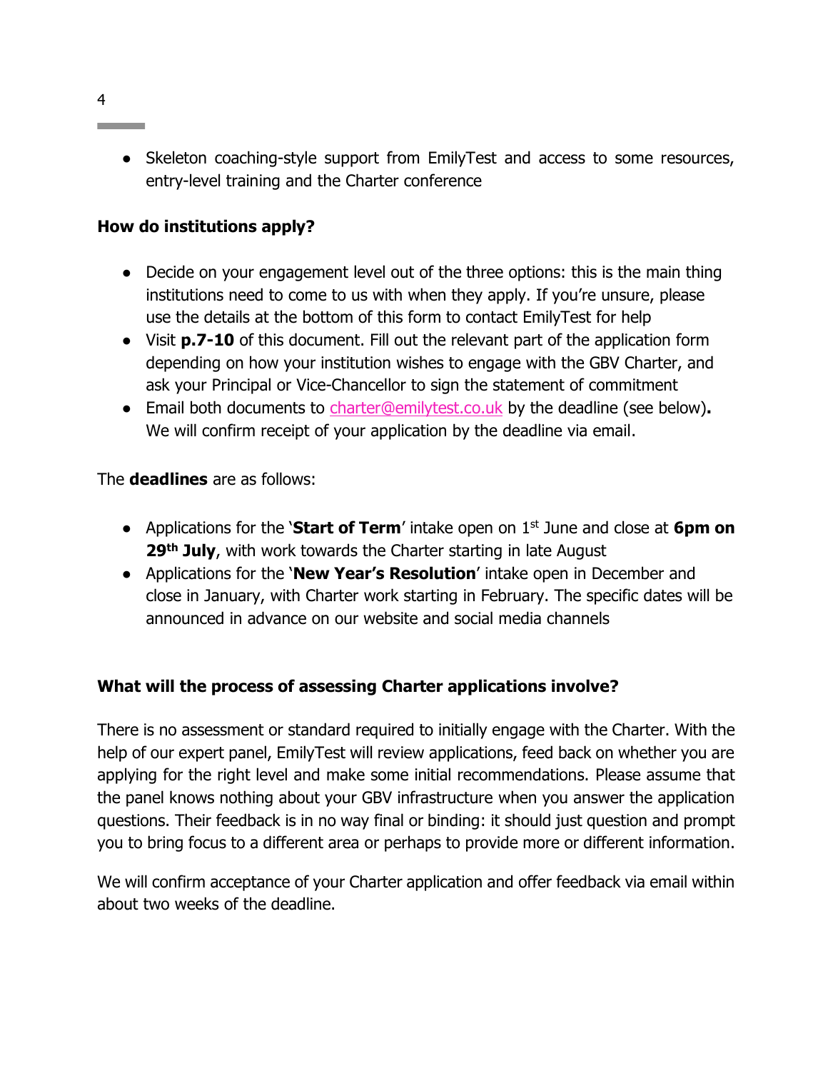- Skeleton coaching-style support from EmilyTest and access to some resources, entry-level training and the Charter conference

**How do institutions apply?**

- Decide on your engagement level out of the three options: this is the main thing institutions need to come to us with when they apply. If you're unsure, please use the details at the bottom of this form to contact EmilyTest for help
- Visit **p.7-10** of this document. Fill out the relevant part of the application form depending on how your institution wishes to engage with the GBV Charter, and ask your Principal or Vice-Chancellor to sign the statement of commitment
- Email both documents to charter@emilytest.co.uk by the deadline (see below)**.** We will confirm receipt of your application by the deadline via email.

The **deadlines** are as follows:

- Applications for the '**Start of Term**' intake open on 1st June and close at **6pm on 29th July**, with work towards the Charter starting in late August
- Applications for the '**New Year's Resolution**' intake open in December and close in January, with Charter work starting in February. The specific dates will be announced in advance on our website and social media channels

**What will the process of assessing Charter applications involve?**

There is no assessment or standard required to initially engage with the Charter. With the help of our expert panel, EmilyTest will review applications, feed back on whether you are applying for the right level and make some initial recommendations. Please assume that the panel knows nothing about your GBV infrastructure when you answer the application questions. Their feedback is in no way final or binding: it should just question and prompt you to bring focus to a different area or perhaps to provide more or different information.

We will confirm acceptance of your Charter application and offer feedback via email within about two weeks of the deadline.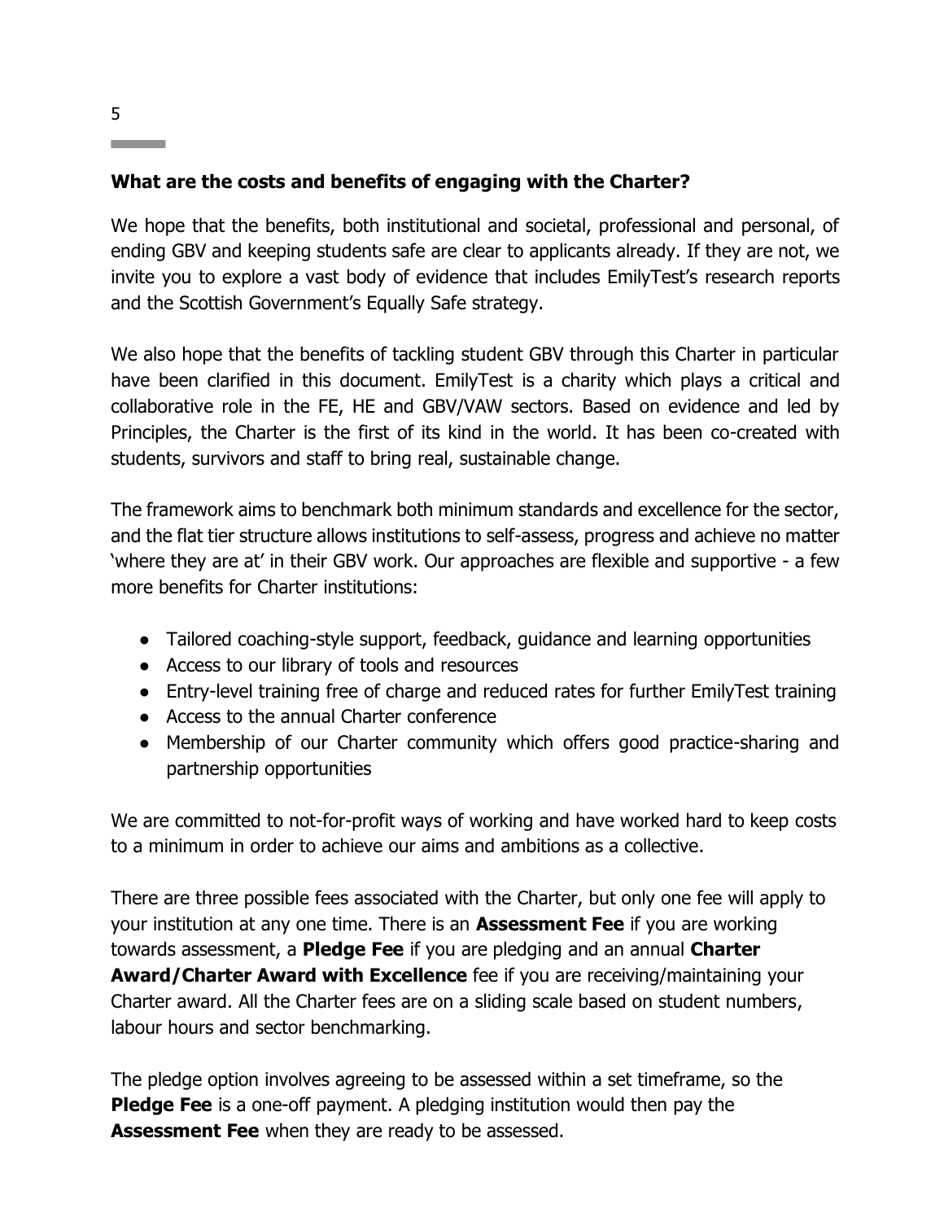**What are the costs and benefits of engaging with the Charter?**

We hope that the benefits, both institutional and societal, professional and personal, of ending GBV and keeping students safe are clear to applicants already. If they are not, we invite you to explore a vast body of evidence that includes EmilyTest's research reports and the Scottish Government's Equally Safe strategy.

We also hope that the benefits of tackling student GBV through this Charter in particular have been clarified in this document. EmilyTest is a charity which plays a critical and collaborative role in the FE, HE and GBV/VAW sectors. Based on evidence and led by Principles, the Charter is the first of its kind in the world. It has been co-created with students, survivors and staff to bring real, sustainable change.

The framework aims to benchmark both minimum standards and excellence for the sector, and the flat tier structure allows institutions to self-assess, progress and achieve no matter 'where they are at' in their GBV work. Our approaches are flexible and supportive - a few more benefits for Charter institutions:

- Tailored coaching-style support, feedback, guidance and learning opportunities
- Access to our library of tools and resources
- Entry-level training free of charge and reduced rates for further EmilyTest training
- Access to the annual Charter conference
- Membership of our Charter community which offers good practice-sharing and partnership opportunities

We are committed to not-for-profit ways of working and have worked hard to keep costs to a minimum in order to achieve our aims and ambitions as a collective.

There are three possible fees associated with the Charter, but only one fee will apply to your institution at any one time. There is an **Assessment Fee** if you are working towards assessment, a **Pledge Fee** if you are pledging and an annual **Charter Award/Charter Award with Excellence** fee if you are receiving/maintaining your Charter award. All the Charter fees are on a sliding scale based on student numbers, labour hours and sector benchmarking.

The pledge option involves agreeing to be assessed within a set timeframe, so the **Pledge Fee** is a one-off payment. A pledging institution would then pay the **Assessment Fee** when they are ready to be assessed.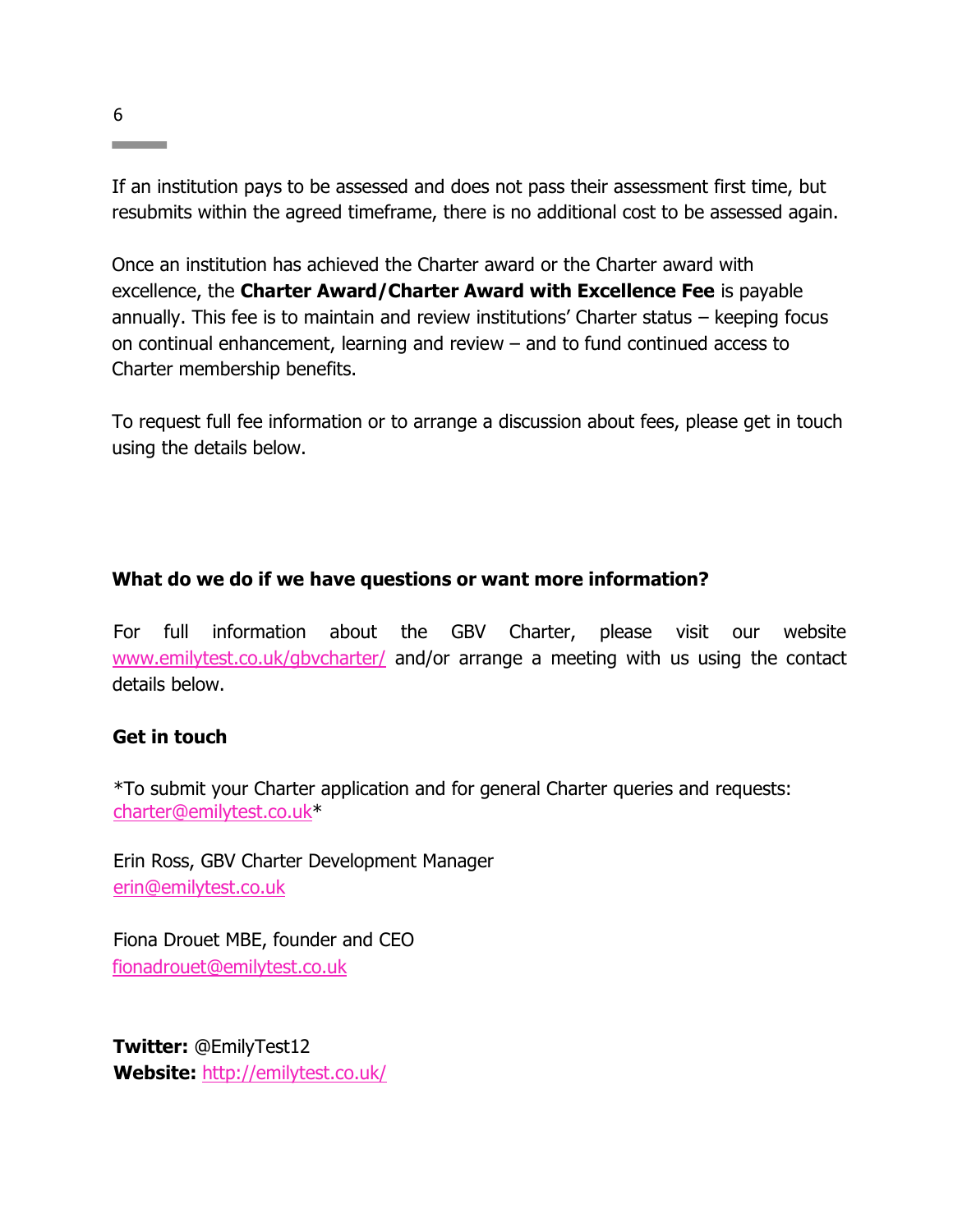If an institution pays to be assessed and does not pass their assessment first time, but resubmits within the agreed timeframe, there is no additional cost to be assessed again.

Once an institution has achieved the Charter award or the Charter award with excellence, the **Charter Award/Charter Award with Excellence Fee** is payable annually. This fee is to maintain and review institutions' Charter status – keeping focus on continual enhancement, learning and review – and to fund continued access to Charter membership benefits.

To request full fee information or to arrange a discussion about fees, please get in touch using the details below.

**What do we do if we have questions or want more information?**

For full information about the GBV Charter, please visit our website [www.emilytest.co.uk/gbvcharter/](http://www.emilytest.co.uk/gbvcharter/) and/or arrange a meeting with us using the contact details below.

**Get in touch**

*To submit your Charter application and for general Charter queries and requests: [charter@emilytest.co.uk](mailto:charter@emilytest.co.uk)*

Erin Ross, GBV Charter Development Manager
[erin@emilytest.co.uk](mailto:erin@emilytest.co.uk)

Fiona Drouet MBE, founder and CEO
[fionadrouet@emilytest.co.uk](mailto:fionadrouet@emilytest.co.uk)

**Twitter:** @EmilyTest12
**Website:** [http://emilytest.co.uk/](http://emilytest.co.uk/)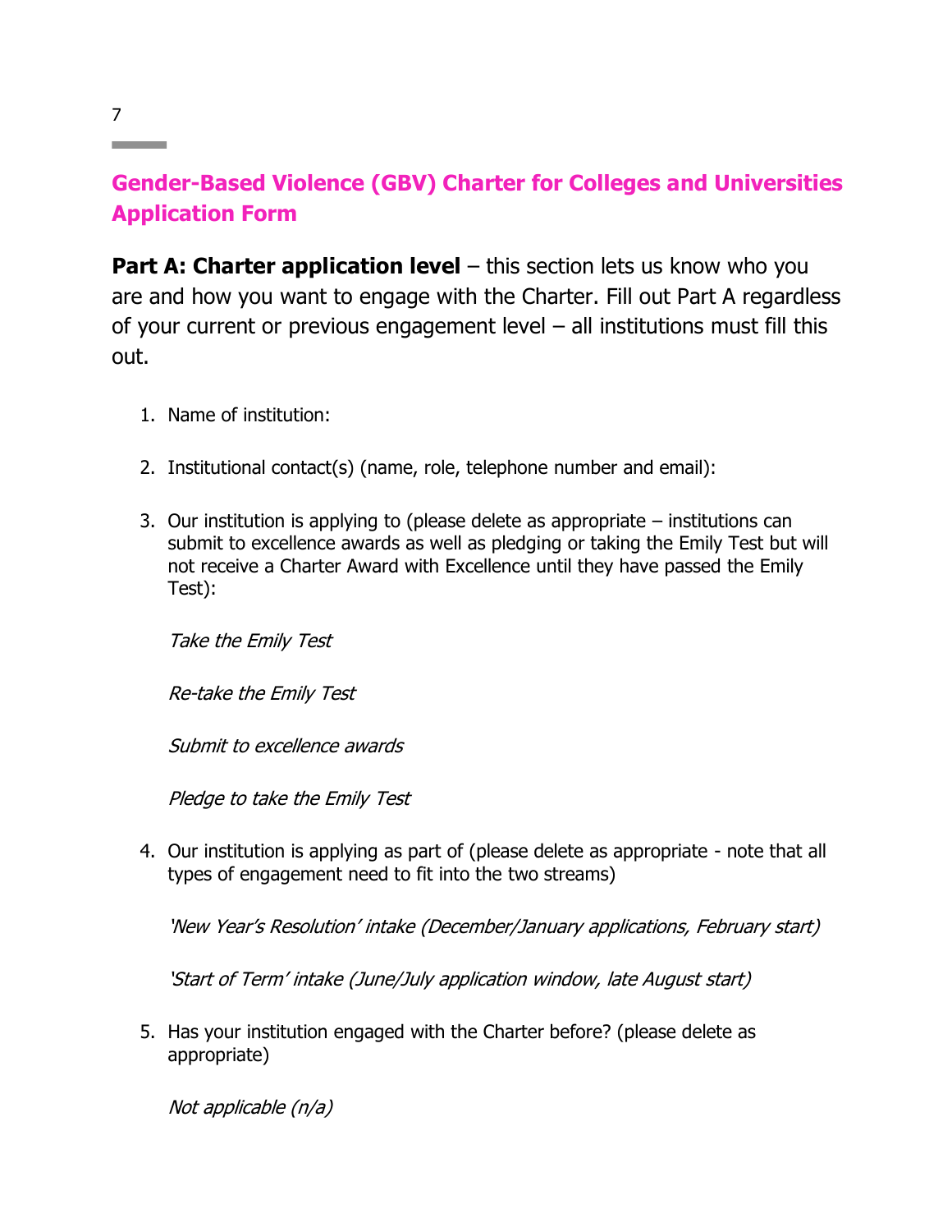## Gender-Based Violence (GBV) Charter for Colleges and Universities Application Form

**Part A: Charter application level** – this section lets us know who you are and how you want to engage with the Charter. Fill out Part A regardless of your current or previous engagement level – all institutions must fill this out.

1. Name of institution:

2. Institutional contact(s) (name, role, telephone number and email):

3. Our institution is applying to (please delete as appropriate – institutions can submit to excellence awards as well as pledging or taking the Emily Test but will not receive a Charter Award with Excellence until they have passed the Emily Test):

   *Take the Emily Test*

   *Re-take the Emily Test*

   *Submit to excellence awards*

   *Pledge to take the Emily Test*

4. Our institution is applying as part of (please delete as appropriate - note that all types of engagement need to fit into the two streams)

   *'New Year's Resolution' intake (December/January applications, February start)*

   *'Start of Term' intake (June/July application window, late August start)*

5. Has your institution engaged with the Charter before? (please delete as appropriate)

   *Not applicable (n/a)*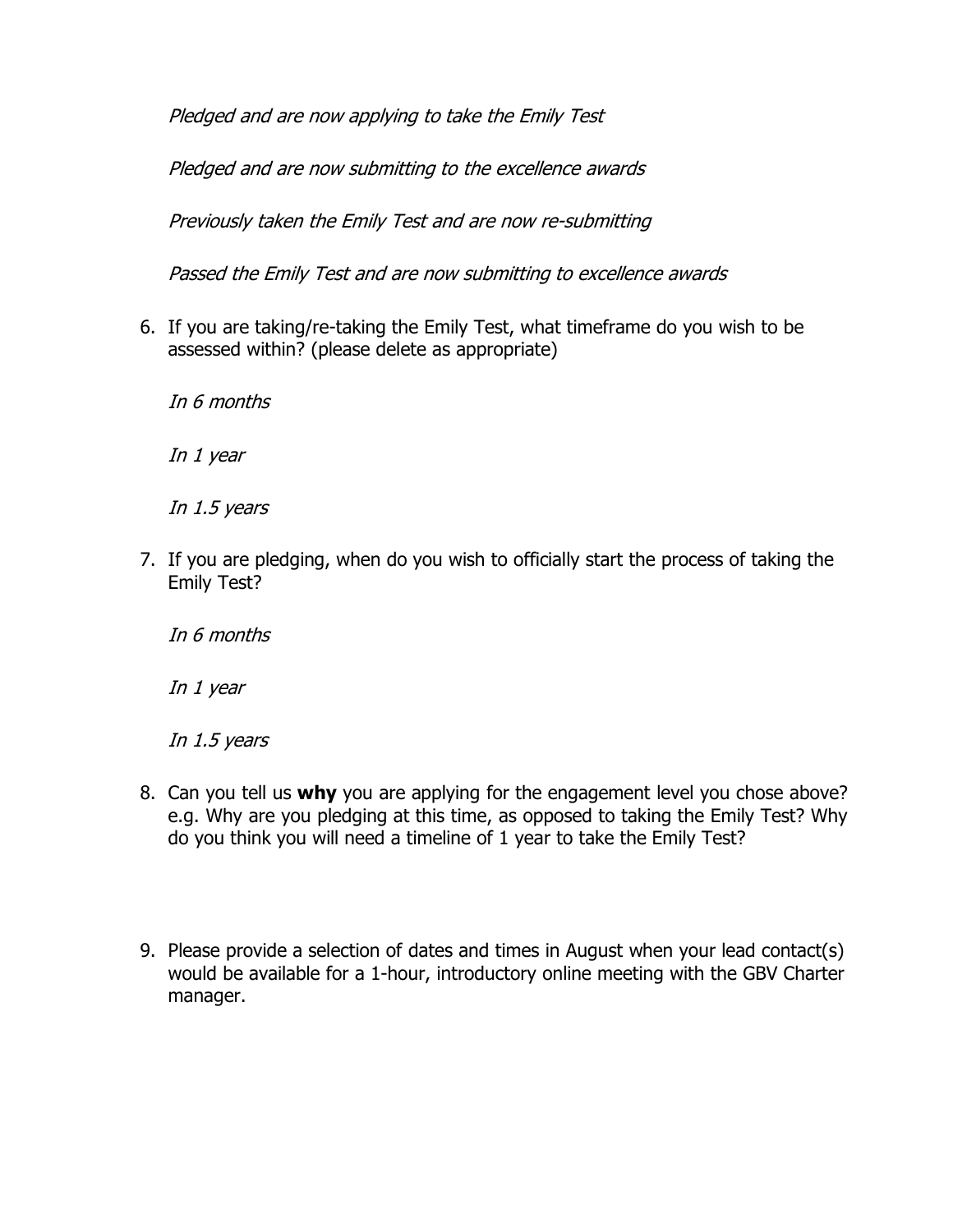*Pledged and are now applying to take the Emily Test*

*Pledged and are now submitting to the excellence awards*

*Previously taken the Emily Test and are now re-submitting*

*Passed the Emily Test and are now submitting to excellence awards*

6. If you are taking/re-taking the Emily Test, what timeframe do you wish to be assessed within? (please delete as appropriate)

   *In 6 months*

   *In 1 year*

   *In 1.5 years*

7. If you are pledging, when do you wish to officially start the process of taking the Emily Test?

   *In 6 months*

   *In 1 year*

   *In 1.5 years*

8. Can you tell us **why** you are applying for the engagement level you chose above? e.g. Why are you pledging at this time, as opposed to taking the Emily Test? Why do you think you will need a timeline of 1 year to take the Emily Test?

9. Please provide a selection of dates and times in August when your lead contact(s) would be available for a 1-hour, introductory online meeting with the GBV Charter manager.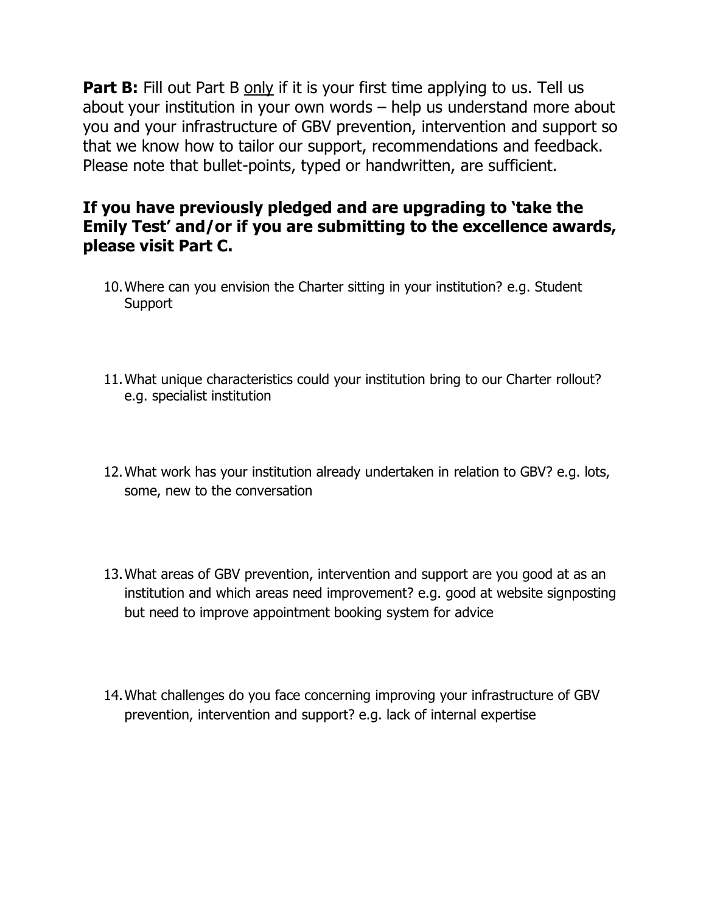**Part B:** Fill out Part B only if it is your first time applying to us. Tell us about your institution in your own words – help us understand more about you and your infrastructure of GBV prevention, intervention and support so that we know how to tailor our support, recommendations and feedback. Please note that bullet-points, typed or handwritten, are sufficient.

**If you have previously pledged and are upgrading to 'take the Emily Test' and/or if you are submitting to the excellence awards, please visit Part C.**

10. Where can you envision the Charter sitting in your institution? e.g. Student Support

11. What unique characteristics could your institution bring to our Charter rollout? e.g. specialist institution

12. What work has your institution already undertaken in relation to GBV? e.g. lots, some, new to the conversation

13. What areas of GBV prevention, intervention and support are you good at as an institution and which areas need improvement? e.g. good at website signposting but need to improve appointment booking system for advice

14. What challenges do you face concerning improving your infrastructure of GBV prevention, intervention and support? e.g. lack of internal expertise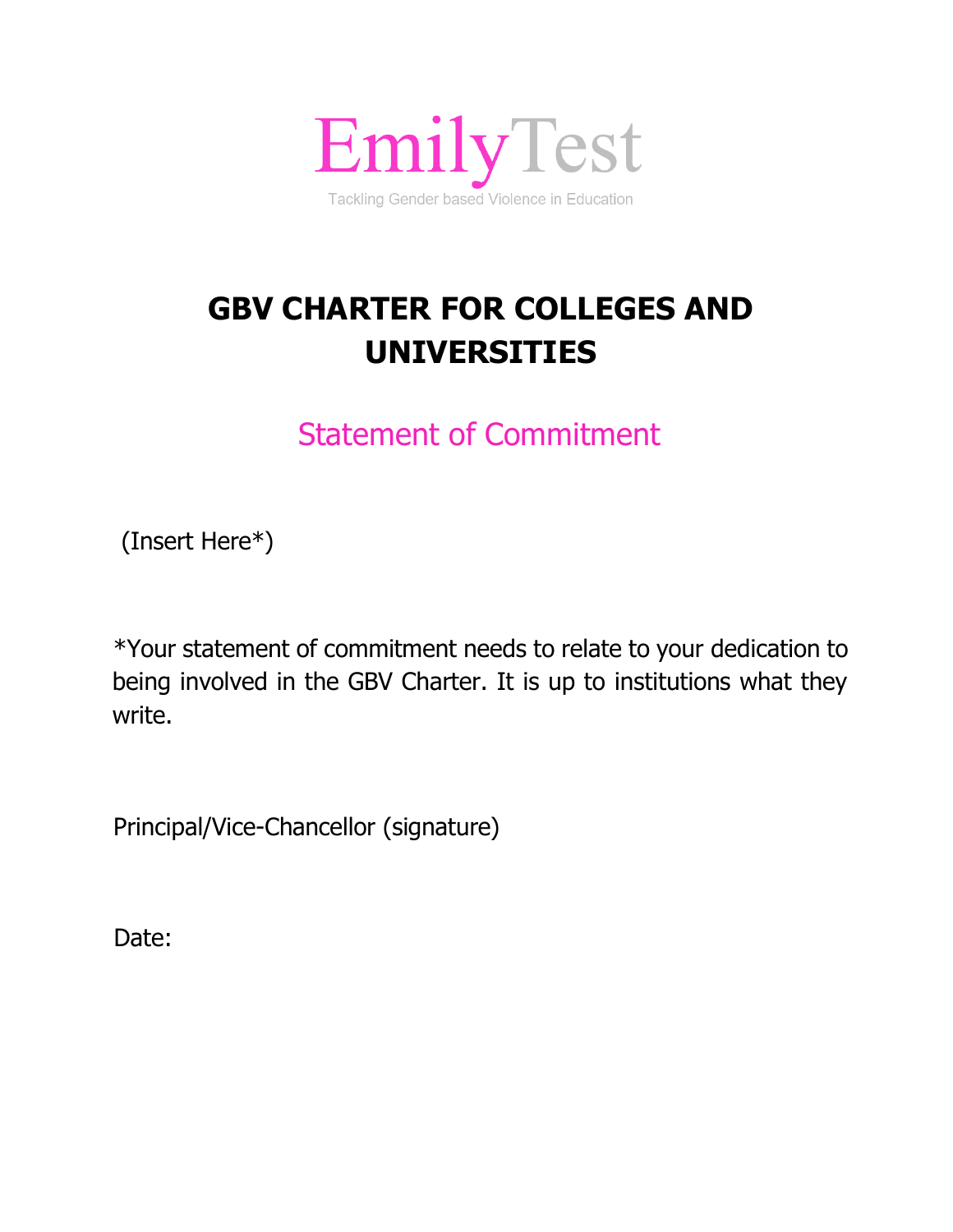EmilyTest

Tackling Gender based Violence in Education

# GBV CHARTER FOR COLLEGES AND UNIVERSITIES

## Statement of Commitment

(Insert Here*)

*Your statement of commitment needs to relate to your dedication to being involved in the GBV Charter. It is up to institutions what they write.

Principal/Vice-Chancellor (signature)

Date: